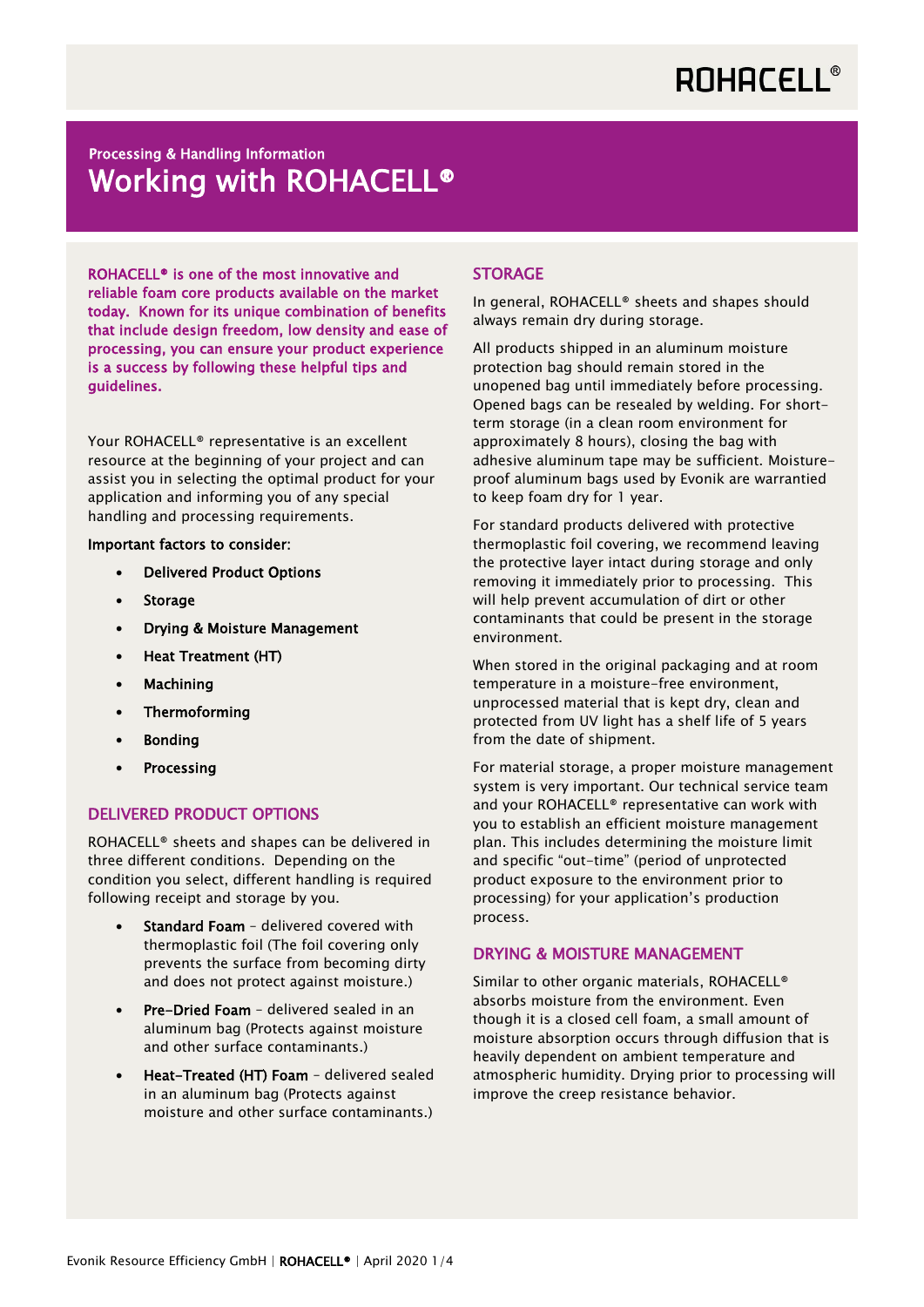ROHACELL®

Processing & Handling Information

# Working with ROHACELL®

**ROHACELL® is one of the most innovative and reliable foam core products available on the market today. Known for its unique combination of benefits that include design freedom, low density and ease of processing, you can ensure your product experience is a success by following these helpful tips and guidelines.**

Your ROHACELL® representative is an excellent resource at the beginning of your project and can assist you in selecting the optimal product for your application and informing you of any special handling and processing requirements.

Important factors to consider:

- **Delivered Product Options**
- **Storage**
- **Drying & Moisture Management**
- **Heat Treatment (HT)**
- **Machining**
- **Thermoforming**
- **Bonding**
- **Processing**

## DELIVERED PRODUCT OPTIONS

ROHACELL® sheets and shapes can be delivered in three different conditions. Depending on the condition you select, different handling is required following receipt and storage by you.

- **Standard Foam** – delivered covered with thermoplastic foil (The foil covering only prevents the surface from becoming dirty and does not protect against moisture.)
- **Pre-Dried Foam** – delivered sealed in an aluminum bag (Protects against moisture and other surface contaminants.)
- **Heat-Treated (HT) Foam** – delivered sealed in an aluminum bag (Protects against moisture and other surface contaminants.)

## STORAGE

In general, ROHACELL® sheets and shapes should always remain dry during storage.

All products shipped in an aluminum moisture protection bag should remain stored in the unopened bag until immediately before processing. Opened bags can be resealed by welding. For short-term storage (in a clean room environment for approximately 8 hours), closing the bag with adhesive aluminum tape may be sufficient. Moisture-proof aluminum bags used by Evonik are warrantied to keep foam dry for 1 year.

For standard products delivered with protective thermoplastic foil covering, we recommend leaving the protective layer intact during storage and only removing it immediately prior to processing. This will help prevent accumulation of dirt or other contaminants that could be present in the storage environment.

When stored in the original packaging and at room temperature in a moisture-free environment, unprocessed material that is kept dry, clean and protected from UV light has a shelf life of 5 years from the date of shipment.

For material storage, a proper moisture management system is very important. Our technical service team and your ROHACELL® representative can work with you to establish an efficient moisture management plan. This includes determining the moisture limit and specific "out-time" (period of unprotected product exposure to the environment prior to processing) for your application's production process.

## DRYING & MOISTURE MANAGEMENT

Similar to other organic materials, ROHACELL® absorbs moisture from the environment. Even though it is a closed cell foam, a small amount of moisture absorption occurs through diffusion that is heavily dependent on ambient temperature and atmospheric humidity. Drying prior to processing will improve the creep resistance behavior.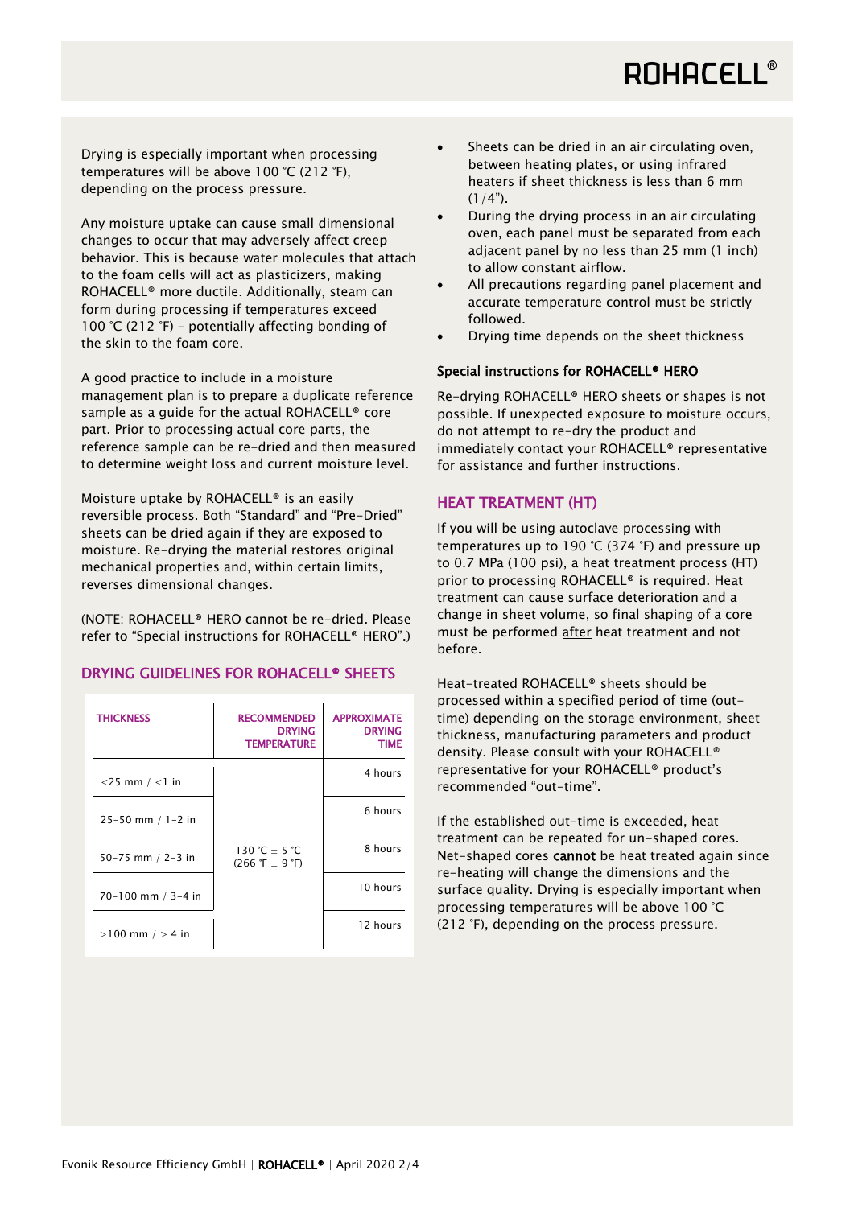Drying is especially important when processing temperatures will be above 100 °C (212 °F), depending on the process pressure.

Any moisture uptake can cause small dimensional changes to occur that may adversely affect creep behavior. This is because water molecules that attach to the foam cells will act as plasticizers, making ROHACELL® more ductile. Additionally, steam can form during processing if temperatures exceed 100 °C (212 °F) – potentially affecting bonding of the skin to the foam core.

A good practice to include in a moisture management plan is to prepare a duplicate reference sample as a guide for the actual ROHACELL® core part. Prior to processing actual core parts, the reference sample can be re-dried and then measured to determine weight loss and current moisture level.

Moisture uptake by ROHACELL® is an easily reversible process. Both "Standard" and "Pre-Dried" sheets can be dried again if they are exposed to moisture. Re-drying the material restores original mechanical properties and, within certain limits, reverses dimensional changes.

(NOTE: ROHACELL® HERO cannot be re-dried. Please refer to "Special instructions for ROHACELL® HERO".)

## DRYING GUIDELINES FOR ROHACELL® SHEETS

| THICKNESS | RECOMMENDED DRYING TEMPERATURE | APPROXIMATE DRYING TIME |
|---|---|---|
| <25 mm / <1 in | 130 °C ± 5 °C (266 °F ± 9 °F) | 4 hours |
| 25–50 mm / 1–2 in | | 6 hours |
| 50–75 mm / 2–3 in | | 8 hours |
| 70–100 mm / 3–4 in | | 10 hours |
| >100 mm / > 4 in | | 12 hours |

- Sheets can be dried in an air circulating oven, between heating plates, or using infrared heaters if sheet thickness is less than 6 mm (1/4").
- During the drying process in an air circulating oven, each panel must be separated from each adjacent panel by no less than 25 mm (1 inch) to allow constant airflow.
- All precautions regarding panel placement and accurate temperature control must be strictly followed.
- Drying time depends on the sheet thickness

### Special instructions for ROHACELL® HERO

Re-drying ROHACELL® HERO sheets or shapes is not possible. If unexpected exposure to moisture occurs, do not attempt to re-dry the product and immediately contact your ROHACELL® representative for assistance and further instructions.

## HEAT TREATMENT (HT)

If you will be using autoclave processing with temperatures up to 190 °C (374 °F) and pressure up to 0.7 MPa (100 psi), a heat treatment process (HT) prior to processing ROHACELL® is required. Heat treatment can cause surface deterioration and a change in sheet volume, so final shaping of a core must be performed after heat treatment and not before.

Heat-treated ROHACELL® sheets should be processed within a specified period of time (out-time) depending on the storage environment, sheet thickness, manufacturing parameters and product density. Please consult with your ROHACELL® representative for your ROHACELL® product's recommended "out-time".

If the established out-time is exceeded, heat treatment can be repeated for un-shaped cores. Net-shaped cores **cannot** be heat treated again since re-heating will change the dimensions and the surface quality. Drying is especially important when processing temperatures will be above 100 °C (212 °F), depending on the process pressure.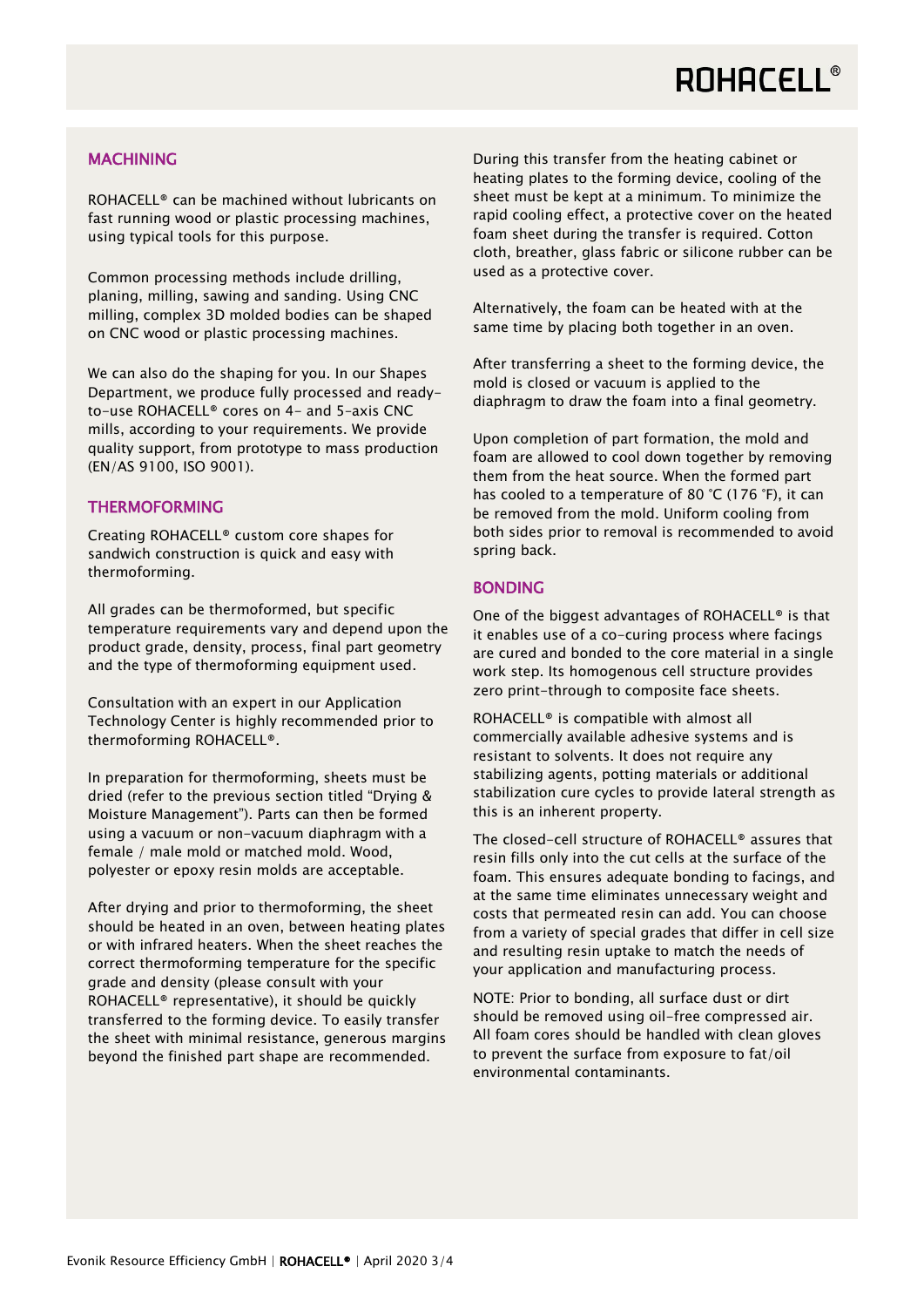## MACHINING

ROHACELL® can be machined without lubricants on fast running wood or plastic processing machines, using typical tools for this purpose.

Common processing methods include drilling, planing, milling, sawing and sanding. Using CNC milling, complex 3D molded bodies can be shaped on CNC wood or plastic processing machines.

We can also do the shaping for you. In our Shapes Department, we produce fully processed and ready-to-use ROHACELL® cores on 4- and 5-axis CNC mills, according to your requirements. We provide quality support, from prototype to mass production (EN/AS 9100, ISO 9001).

## THERMOFORMING

Creating ROHACELL® custom core shapes for sandwich construction is quick and easy with thermoforming.

All grades can be thermoformed, but specific temperature requirements vary and depend upon the product grade, density, process, final part geometry and the type of thermoforming equipment used.

Consultation with an expert in our Application Technology Center is highly recommended prior to thermoforming ROHACELL®.

In preparation for thermoforming, sheets must be dried (refer to the previous section titled "Drying & Moisture Management"). Parts can then be formed using a vacuum or non-vacuum diaphragm with a female / male mold or matched mold. Wood, polyester or epoxy resin molds are acceptable.

After drying and prior to thermoforming, the sheet should be heated in an oven, between heating plates or with infrared heaters. When the sheet reaches the correct thermoforming temperature for the specific grade and density (please consult with your ROHACELL® representative), it should be quickly transferred to the forming device. To easily transfer the sheet with minimal resistance, generous margins beyond the finished part shape are recommended.

During this transfer from the heating cabinet or heating plates to the forming device, cooling of the sheet must be kept at a minimum. To minimize the rapid cooling effect, a protective cover on the heated foam sheet during the transfer is required. Cotton cloth, breather, glass fabric or silicone rubber can be used as a protective cover.

Alternatively, the foam can be heated with at the same time by placing both together in an oven.

After transferring a sheet to the forming device, the mold is closed or vacuum is applied to the diaphragm to draw the foam into a final geometry.

Upon completion of part formation, the mold and foam are allowed to cool down together by removing them from the heat source. When the formed part has cooled to a temperature of 80 °C (176 °F), it can be removed from the mold. Uniform cooling from both sides prior to removal is recommended to avoid spring back.

## BONDING

One of the biggest advantages of ROHACELL® is that it enables use of a co-curing process where facings are cured and bonded to the core material in a single work step. Its homogenous cell structure provides zero print-through to composite face sheets.

ROHACELL® is compatible with almost all commercially available adhesive systems and is resistant to solvents. It does not require any stabilizing agents, potting materials or additional stabilization cure cycles to provide lateral strength as this is an inherent property.

The closed-cell structure of ROHACELL® assures that resin fills only into the cut cells at the surface of the foam. This ensures adequate bonding to facings, and at the same time eliminates unnecessary weight and costs that permeated resin can add. You can choose from a variety of special grades that differ in cell size and resulting resin uptake to match the needs of your application and manufacturing process.

NOTE: Prior to bonding, all surface dust or dirt should be removed using oil-free compressed air. All foam cores should be handled with clean gloves to prevent the surface from exposure to fat/oil environmental contaminants.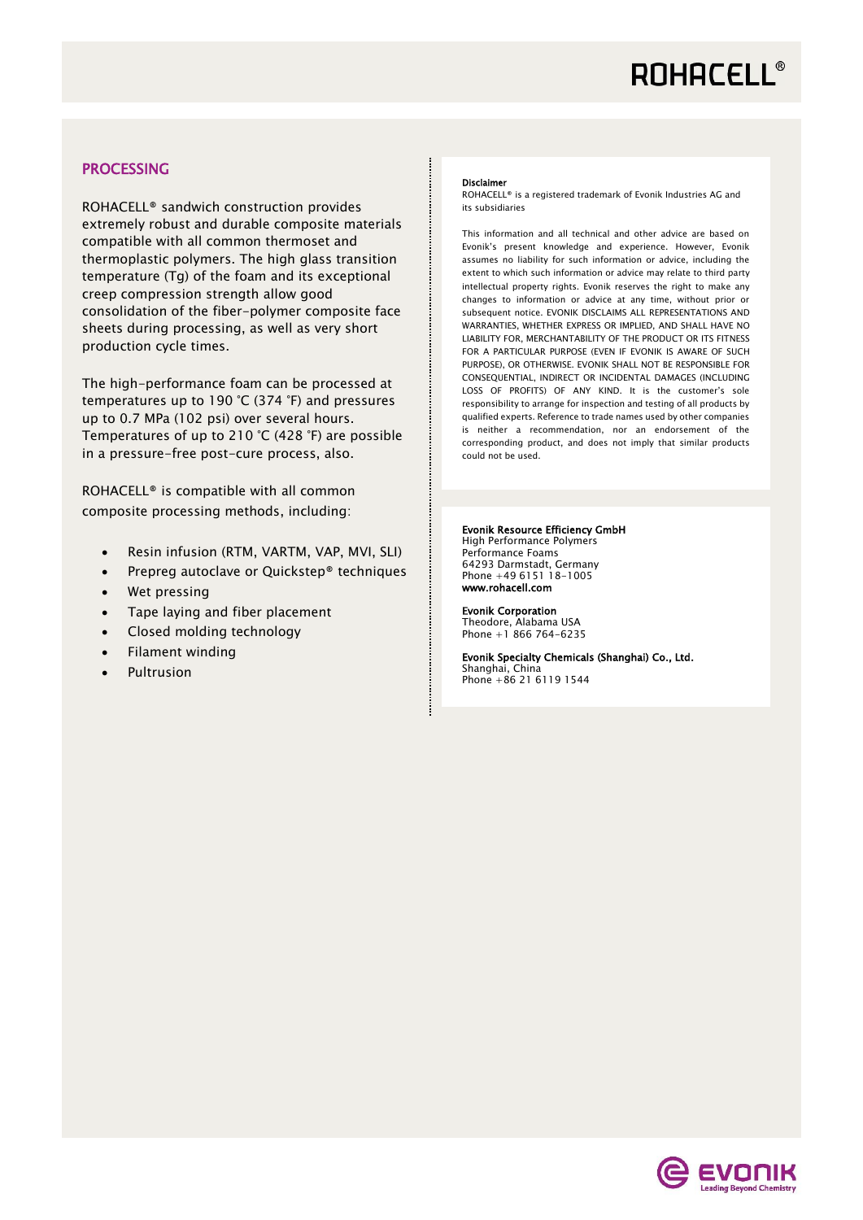## PROCESSING

ROHACELL® sandwich construction provides extremely robust and durable composite materials compatible with all common thermoset and thermoplastic polymers. The high glass transition temperature (Tg) of the foam and its exceptional creep compression strength allow good consolidation of the fiber-polymer composite face sheets during processing, as well as very short production cycle times.

The high-performance foam can be processed at temperatures up to 190 °C (374 °F) and pressures up to 0.7 MPa (102 psi) over several hours. Temperatures of up to 210 °C (428 °F) are possible in a pressure-free post-cure process, also.

ROHACELL® is compatible with all common composite processing methods, including:

- Resin infusion (RTM, VARTM, VAP, MVI, SLI)
- Prepreg autoclave or Quickstep® techniques
- Wet pressing
- Tape laying and fiber placement
- Closed molding technology
- Filament winding
- Pultrusion

**Disclaimer**

ROHACELL® is a registered trademark of Evonik Industries AG and its subsidiaries

This information and all technical and other advice are based on Evonik's present knowledge and experience. However, Evonik assumes no liability for such information or advice, including the extent to which such information or advice may relate to third party intellectual property rights. Evonik reserves the right to make any changes to information or advice at any time, without prior or subsequent notice. EVONIK DISCLAIMS ALL REPRESENTATIONS AND WARRANTIES, WHETHER EXPRESS OR IMPLIED, AND SHALL HAVE NO LIABILITY FOR, MERCHANTABILITY OF THE PRODUCT OR ITS FITNESS FOR A PARTICULAR PURPOSE (EVEN IF EVONIK IS AWARE OF SUCH PURPOSE), OR OTHERWISE. EVONIK SHALL NOT BE RESPONSIBLE FOR CONSEQUENTIAL, INDIRECT OR INCIDENTAL DAMAGES (INCLUDING LOSS OF PROFITS) OF ANY KIND. It is the customer's sole responsibility to arrange for inspection and testing of all products by qualified experts. Reference to trade names used by other companies is neither a recommendation, nor an endorsement of the corresponding product, and does not imply that similar products could not be used.

**Evonik Resource Efficiency GmbH**
High Performance Polymers
Performance Foams
64293 Darmstadt, Germany
Phone +49 6151 18-1005
**www.rohacell.com**

**Evonik Corporation**
Theodore, Alabama USA
Phone +1 866 764-6235

**Evonik Specialty Chemicals (Shanghai) Co., Ltd.**
Shanghai, China
Phone +86 21 6119 1544